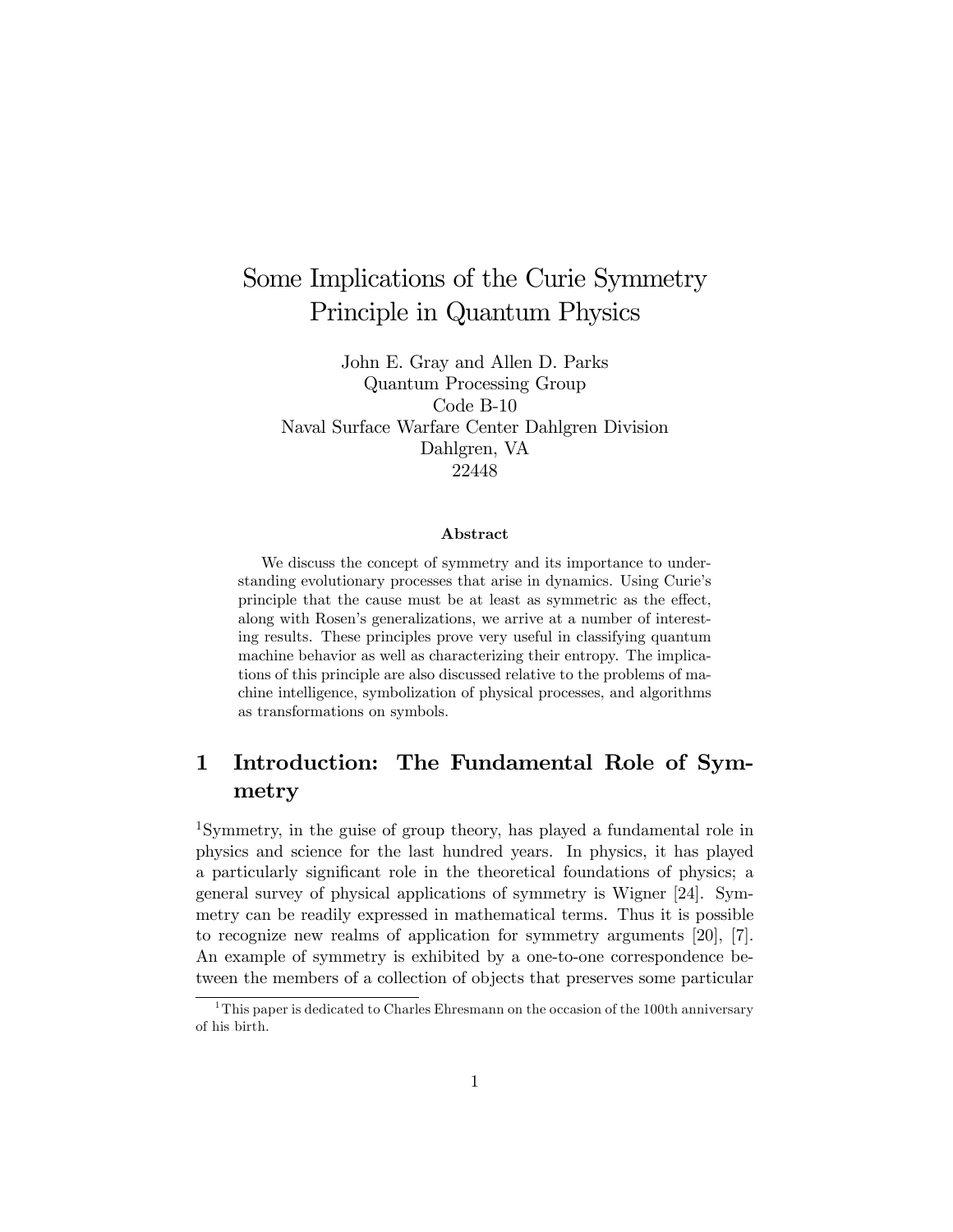# Some Implications of the Curie Symmetry Principle in Quantum Physics

John E. Gray and Allen D. Parks
Quantum Processing Group
Code B-10
Naval Surface Warfare Center Dahlgren Division
Dahlgren, VA
22448

### Abstract

We discuss the concept of symmetry and its importance to understanding evolutionary processes that arise in dynamics. Using Curie's principle that the cause must be at least as symmetric as the effect, along with Rosen's generalizations, we arrive at a number of interesting results. These principles prove very useful in classifying quantum machine behavior as well as characterizing their entropy. The implications of this principle are also discussed relative to the problems of machine intelligence, symbolization of physical processes, and algorithms as transformations on symbols.

## 1 Introduction: The Fundamental Role of Symmetry

[1]Symmetry, in the guise of group theory, has played a fundamental role in physics and science for the last hundred years. In physics, it has played a particularly significant role in the theoretical foundations of physics; a general survey of physical applications of symmetry is Wigner [24]. Symmetry can be readily expressed in mathematical terms. Thus it is possible to recognize new realms of application for symmetry arguments [20], [7]. An example of symmetry is exhibited by a one-to-one correspondence between the members of a collection of objects that preserves some particular

[1] This paper is dedicated to Charles Ehresmann on the occasion of the 100th anniversary of his birth.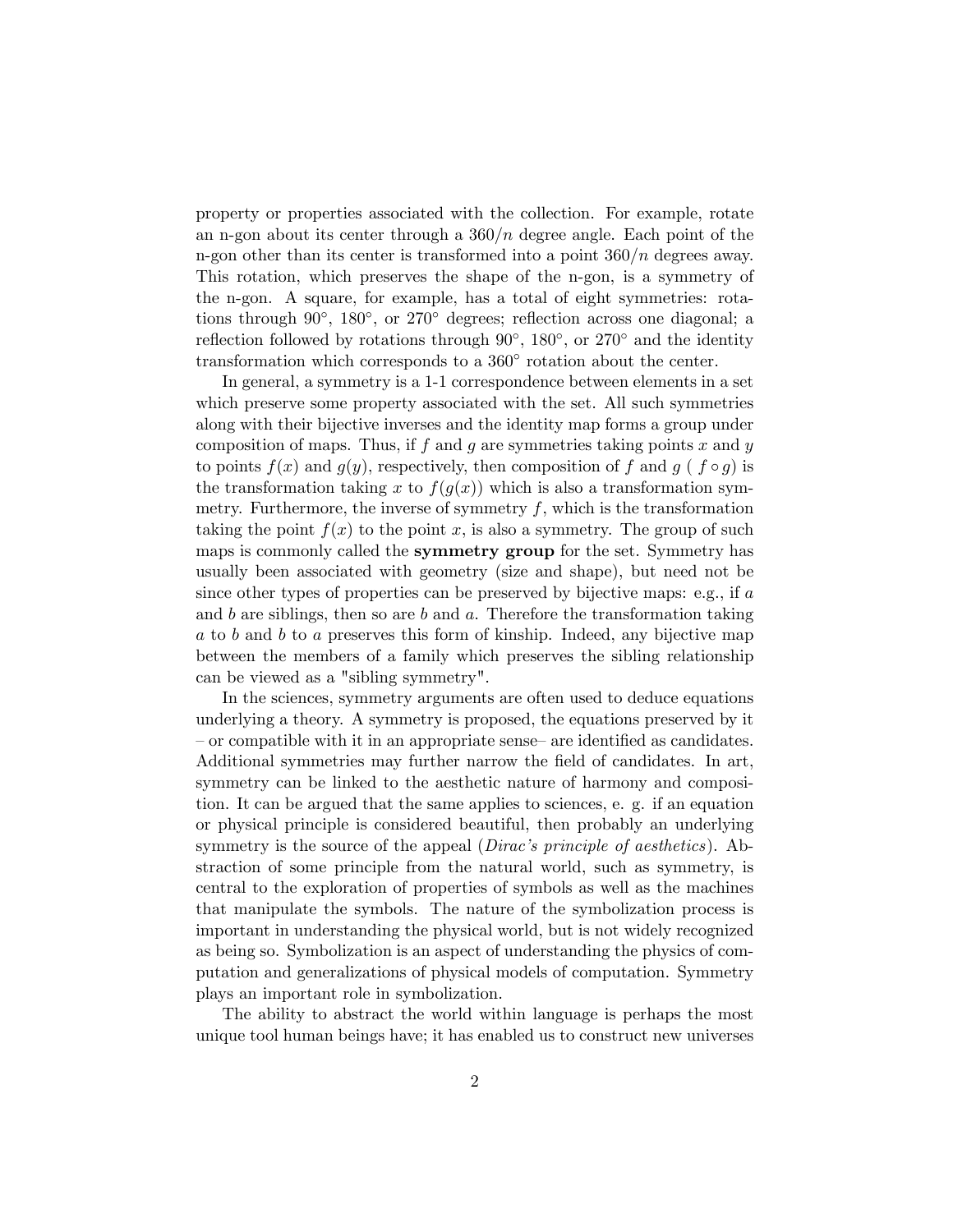property or properties associated with the collection. For example, rotate an n-gon about its center through a $360/n$ degree angle. Each point of the n-gon other than its center is transformed into a point $360/n$ degrees away. This rotation, which preserves the shape of the n-gon, is a symmetry of the n-gon. A square, for example, has a total of eight symmetries: rotations through $90^\circ$, $180^\circ$, or $270^\circ$ degrees; reflection across one diagonal; a reflection followed by rotations through $90^\circ$, $180^\circ$, or $270^\circ$ and the identity transformation which corresponds to a $360^\circ$ rotation about the center.

In general, a symmetry is a 1-1 correspondence between elements in a set which preserve some property associated with the set. All such symmetries along with their bijective inverses and the identity map forms a group under composition of maps. Thus, if $f$ and $g$ are symmetries taking points $x$ and $y$ to points $f(x)$ and $g(y)$, respectively, then composition of $f$ and $g$ ( $f \circ g$) is the transformation taking $x$ to $f(g(x))$ which is also a transformation symmetry. Furthermore, the inverse of symmetry $f$, which is the transformation taking the point $f(x)$ to the point $x$, is also a symmetry. The group of such maps is commonly called the **symmetry group** for the set. Symmetry has usually been associated with geometry (size and shape), but need not be since other types of properties can be preserved by bijective maps: e.g., if $a$ and $b$ are siblings, then so are $b$ and $a$. Therefore the transformation taking $a$ to $b$ and $b$ to $a$ preserves this form of kinship. Indeed, any bijective map between the members of a family which preserves the sibling relationship can be viewed as a "sibling symmetry".

In the sciences, symmetry arguments are often used to deduce equations underlying a theory. A symmetry is proposed, the equations preserved by it – or compatible with it in an appropriate sense– are identified as candidates. Additional symmetries may further narrow the field of candidates. In art, symmetry can be linked to the aesthetic nature of harmony and composition. It can be argued that the same applies to sciences, e. g. if an equation or physical principle is considered beautiful, then probably an underlying symmetry is the source of the appeal (*Dirac's principle of aesthetics*). Abstraction of some principle from the natural world, such as symmetry, is central to the exploration of properties of symbols as well as the machines that manipulate the symbols. The nature of the symbolization process is important in understanding the physical world, but is not widely recognized as being so. Symbolization is an aspect of understanding the physics of computation and generalizations of physical models of computation. Symmetry plays an important role in symbolization.

The ability to abstract the world within language is perhaps the most unique tool human beings have; it has enabled us to construct new universes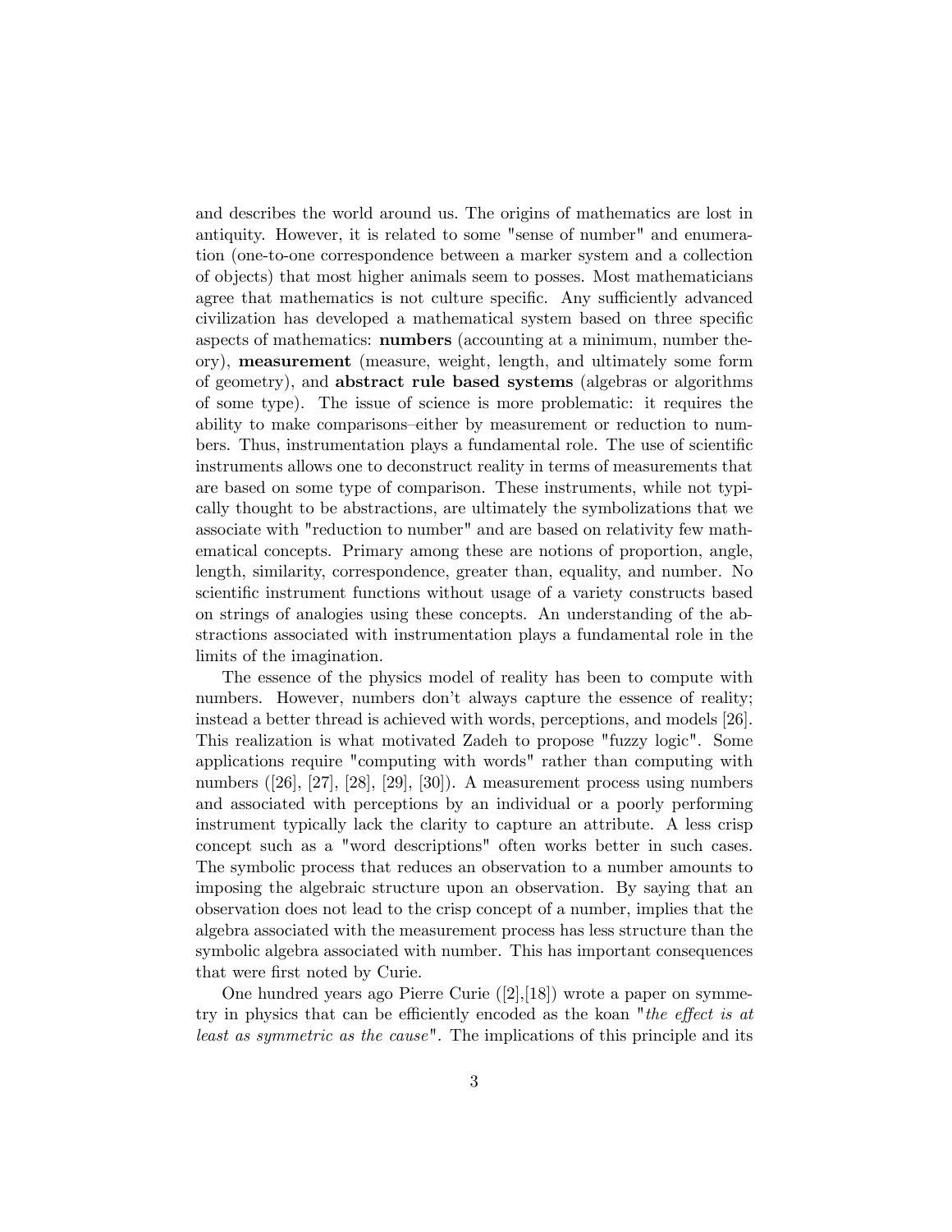and describes the world around us. The origins of mathematics are lost in antiquity. However, it is related to some "sense of number" and enumeration (one-to-one correspondence between a marker system and a collection of objects) that most higher animals seem to posses. Most mathematicians agree that mathematics is not culture specific. Any sufficiently advanced civilization has developed a mathematical system based on three specific aspects of mathematics: **numbers** (accounting at a minimum, number theory), **measurement** (measure, weight, length, and ultimately some form of geometry), and **abstract rule based systems** (algebras or algorithms of some type). The issue of science is more problematic: it requires the ability to make comparisons–either by measurement or reduction to numbers. Thus, instrumentation plays a fundamental role. The use of scientific instruments allows one to deconstruct reality in terms of measurements that are based on some type of comparison. These instruments, while not typically thought to be abstractions, are ultimately the symbolizations that we associate with "reduction to number" and are based on relativity few mathematical concepts. Primary among these are notions of proportion, angle, length, similarity, correspondence, greater than, equality, and number. No scientific instrument functions without usage of a variety constructs based on strings of analogies using these concepts. An understanding of the abstractions associated with instrumentation plays a fundamental role in the limits of the imagination.

The essence of the physics model of reality has been to compute with numbers. However, numbers don't always capture the essence of reality; instead a better thread is achieved with words, perceptions, and models [26]. This realization is what motivated Zadeh to propose "fuzzy logic". Some applications require "computing with words" rather than computing with numbers ([26], [27], [28], [29], [30]). A measurement process using numbers and associated with perceptions by an individual or a poorly performing instrument typically lack the clarity to capture an attribute. A less crisp concept such as a "word descriptions" often works better in such cases. The symbolic process that reduces an observation to a number amounts to imposing the algebraic structure upon an observation. By saying that an observation does not lead to the crisp concept of a number, implies that the algebra associated with the measurement process has less structure than the symbolic algebra associated with number. This has important consequences that were first noted by Curie.

One hundred years ago Pierre Curie ([2],[18]) wrote a paper on symmetry in physics that can be efficiently encoded as the koan "*the effect is at least as symmetric as the cause*". The implications of this principle and its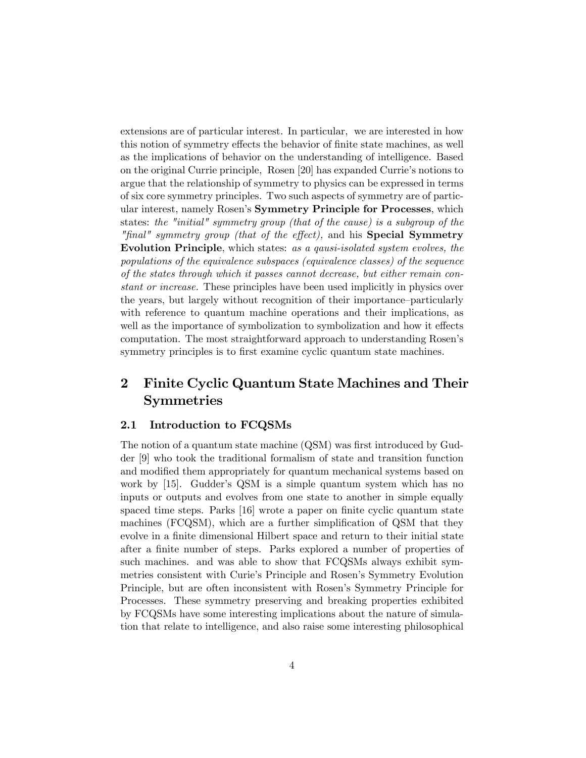extensions are of particular interest. In particular, we are interested in how this notion of symmetry effects the behavior of finite state machines, as well as the implications of behavior on the understanding of intelligence. Based on the original Currie principle, Rosen [20] has expanded Currie's notions to argue that the relationship of symmetry to physics can be expressed in terms of six core symmetry principles. Two such aspects of symmetry are of particular interest, namely Rosen's **Symmetry Principle for Processes**, which states: *the "initial" symmetry group (that of the cause) is a subgroup of the "final" symmetry group (that of the effect),* and his **Special Symmetry Evolution Principle**, which states: *as a qausi-isolated system evolves, the populations of the equivalence subspaces (equivalence classes) of the sequence of the states through which it passes cannot decrease, but either remain constant or increase.* These principles have been used implicitly in physics over the years, but largely without recognition of their importance–particularly with reference to quantum machine operations and their implications, as well as the importance of symbolization to symbolization and how it effects computation. The most straightforward approach to understanding Rosen's symmetry principles is to first examine cyclic quantum state machines.

## 2 Finite Cyclic Quantum State Machines and Their Symmetries

### 2.1 Introduction to FCQSMs

The notion of a quantum state machine (QSM) was first introduced by Gudder [9] who took the traditional formalism of state and transition function and modified them appropriately for quantum mechanical systems based on work by [15]. Gudder's QSM is a simple quantum system which has no inputs or outputs and evolves from one state to another in simple equally spaced time steps. Parks [16] wrote a paper on finite cyclic quantum state machines (FCQSM), which are a further simplification of QSM that they evolve in a finite dimensional Hilbert space and return to their initial state after a finite number of steps. Parks explored a number of properties of such machines. and was able to show that FCQSMs always exhibit symmetries consistent with Curie's Principle and Rosen's Symmetry Evolution Principle, but are often inconsistent with Rosen's Symmetry Principle for Processes. These symmetry preserving and breaking properties exhibited by FCQSMs have some interesting implications about the nature of simulation that relate to intelligence, and also raise some interesting philosophical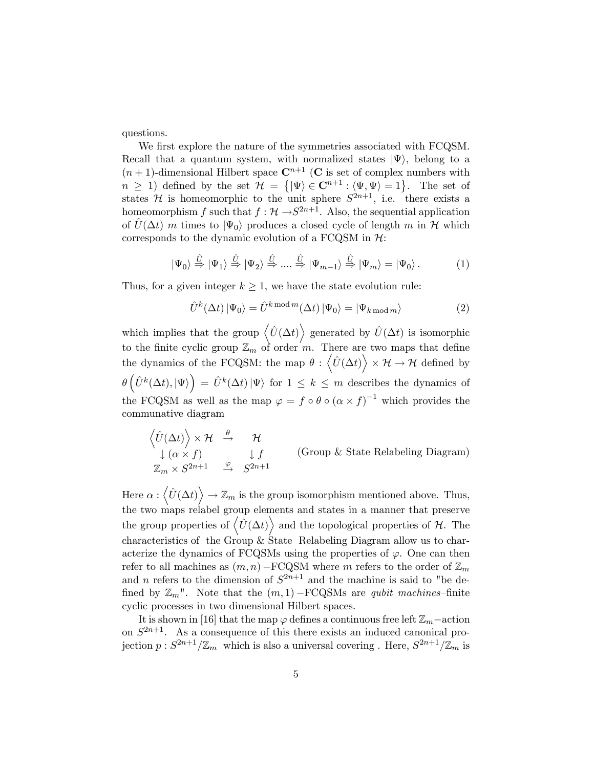questions.

We first explore the nature of the symmetries associated with FCQSM. Recall that a quantum system, with normalized states $|\Psi\rangle$, belong to a $(n+1)$-dimensional Hilbert space $\mathbf{C}^{n+1}$ ($\mathbf{C}$ is set of complex numbers with $n \geq 1$) defined by the set $\mathcal{H} = \left\{|\Psi\rangle \in \mathbf{C}^{n+1} : \langle\Psi,\Psi\rangle = 1\right\}$. The set of states $\mathcal{H}$ is homeomorphic to the unit sphere $S^{2n+1}$, i.e. there exists a homeomorphism $f$ such that $f : \mathcal{H} \to S^{2n+1}$. Also, the sequential application of $\hat{U}(\Delta t)$ $m$ times to $|\Psi_0\rangle$ produces a closed cycle of length $m$ in $\mathcal{H}$ which corresponds to the dynamic evolution of a FCQSM in $\mathcal{H}$:

$$|\Psi_0\rangle \overset{\hat{U}}{\Rightarrow} |\Psi_1\rangle \overset{\hat{U}}{\Rightarrow} |\Psi_2\rangle \overset{\hat{U}}{\Rightarrow} .... \overset{\hat{U}}{\Rightarrow} |\Psi_{m-1}\rangle \overset{\hat{U}}{\Rightarrow} |\Psi_m\rangle = |\Psi_0\rangle . \tag{1}$$

Thus, for a given integer $k \geq 1$, we have the state evolution rule:

$$\hat{U}^k(\Delta t)\,|\Psi_0\rangle = \hat{U}^{k \bmod m}(\Delta t)\,|\Psi_0\rangle = |\Psi_{k \bmod m}\rangle \tag{2}$$

which implies that the group $\left\langle \hat{U}(\Delta t)\right\rangle$ generated by $\hat{U}(\Delta t)$ is isomorphic to the finite cyclic group $\mathbb{Z}_m$ of order $m$. There are two maps that define the dynamics of the FCQSM: the map $\theta : \left\langle \hat{U}(\Delta t)\right\rangle \times \mathcal{H} \to \mathcal{H}$ defined by $\theta\left(\hat{U}^k(\Delta t), |\Psi\rangle\right) = \hat{U}^k(\Delta t)\,|\Psi\rangle$ for $1 \leq k \leq m$ describes the dynamics of the FCQSM as well as the map $\varphi = f \circ \theta \circ (\alpha \times f)^{-1}$ which provides the communative diagram

$$\begin{array}{ccc} \left\langle \hat{U}(\Delta t)\right\rangle \times \mathcal{H} & \overset{\theta}{\to} & \mathcal{H} \\ \downarrow (\alpha \times f) & & \downarrow f \\ \mathbb{Z}_m \times S^{2n+1} & \overset{\varphi}{\to} & S^{2n+1} \end{array} \qquad \text{(Group \& State Relabeling Diagram)}$$

Here $\alpha : \left\langle \hat{U}(\Delta t)\right\rangle \to \mathbb{Z}_m$ is the group isomorphism mentioned above. Thus, the two maps relabel group elements and states in a manner that preserve the group properties of $\left\langle \hat{U}(\Delta t)\right\rangle$ and the topological properties of $\mathcal{H}$. The characteristics of the Group & State Relabeling Diagram allow us to characterize the dynamics of FCQSMs using the properties of $\varphi$. One can then refer to all machines as $(m,n)-$FCQSM where $m$ refers to the order of $\mathbb{Z}_m$ and $n$ refers to the dimension of $S^{2n+1}$ and the machine is said to "be defined by $\mathbb{Z}_m$". Note that the $(m,1)-$FCQSMs are *qubit machines*–finite cyclic processes in two dimensional Hilbert spaces.

It is shown in [16] that the map $\varphi$ defines a continuous free left $\mathbb{Z}_m-$action on $S^{2n+1}$. As a consequence of this there exists an induced canonical projection $p : S^{2n+1}/\mathbb{Z}_m$ which is also a universal covering . Here, $S^{2n+1}/\mathbb{Z}_m$ is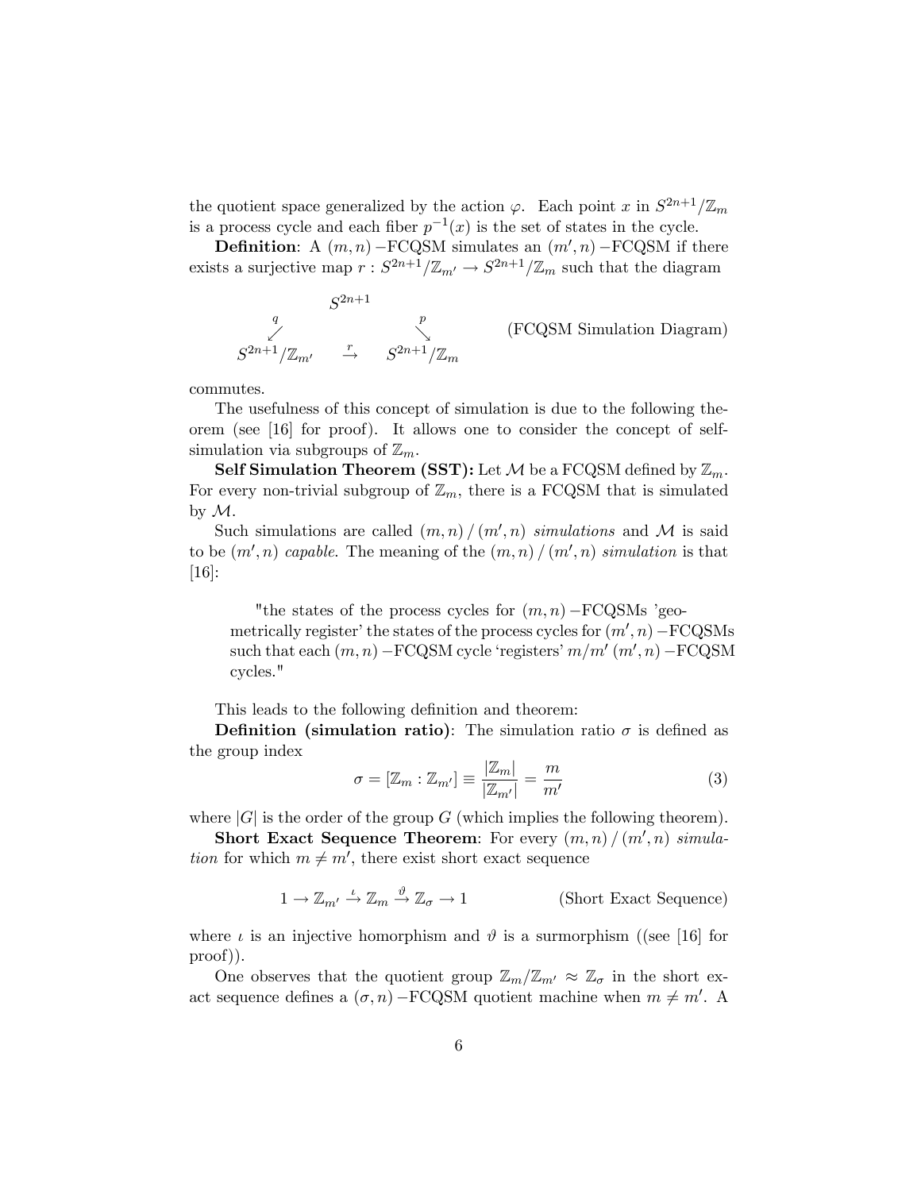the quotient space generalized by the action $\varphi$. Each point $x$ in $S^{2n+1}/\mathbb{Z}_m$ is a process cycle and each fiber $p^{-1}(x)$ is the set of states in the cycle.

**Definition**: A $(m,n)$ −FCQSM simulates an $(m',n)$ −FCQSM if there exists a surjective map $r : S^{2n+1}/\mathbb{Z}_{m'} \to S^{2n+1}/\mathbb{Z}_m$ such that the diagram

$$\begin{array}{ccccc} & & S^{2n+1} & & \\ & \overset{q}{\swarrow} & & \overset{p}{\searrow} & \\ S^{2n+1}/\mathbb{Z}_{m'} & & \overset{r}{\rightarrow} & & S^{2n+1}/\mathbb{Z}_m \end{array} \qquad \text{(FCQSM Simulation Diagram)}$$

commutes.

The usefulness of this concept of simulation is due to the following theorem (see [16] for proof). It allows one to consider the concept of self-simulation via subgroups of $\mathbb{Z}_m$.

**Self Simulation Theorem (SST):** Let $\mathcal{M}$ be a FCQSM defined by $\mathbb{Z}_m$. For every non-trivial subgroup of $\mathbb{Z}_m$, there is a FCQSM that is simulated by $\mathcal{M}$.

Such simulations are called $(m,n) / (m',n)$ *simulations* and $\mathcal{M}$ is said to be $(m',n)$ *capable*. The meaning of the $(m,n) / (m',n)$ *simulation* is that [16]:

> "the states of the process cycles for $(m,n)$ −FCQSMs 'geometrically register' the states of the process cycles for $(m',n)$ −FCQSMs such that each $(m,n)$ −FCQSM cycle 'registers' $m/m'$ $(m',n)$ −FCQSM cycles."

This leads to the following definition and theorem:

**Definition (simulation ratio)**: The simulation ratio $\sigma$ is defined as the group index

$$\sigma = [\mathbb{Z}_m : \mathbb{Z}_{m'}] \equiv \frac{|\mathbb{Z}_m|}{|\mathbb{Z}_{m'}|} = \frac{m}{m'} \tag{3}$$

where $|G|$ is the order of the group $G$ (which implies the following theorem).

**Short Exact Sequence Theorem**: For every $(m,n) / (m',n)$ *simulation* for which $m \neq m'$, there exist short exact sequence

$$1 \to \mathbb{Z}_{m'} \overset{\iota}{\to} \mathbb{Z}_m \overset{\vartheta}{\to} \mathbb{Z}_\sigma \to 1 \qquad \text{(Short Exact Sequence)}$$

where $\iota$ is an injective homorphism and $\vartheta$ is a surmorphism ((see [16] for proof)).

One observes that the quotient group $\mathbb{Z}_m/\mathbb{Z}_{m'} \approx \mathbb{Z}_\sigma$ in the short exact sequence defines a $(\sigma,n)$ −FCQSM quotient machine when $m \neq m'$. A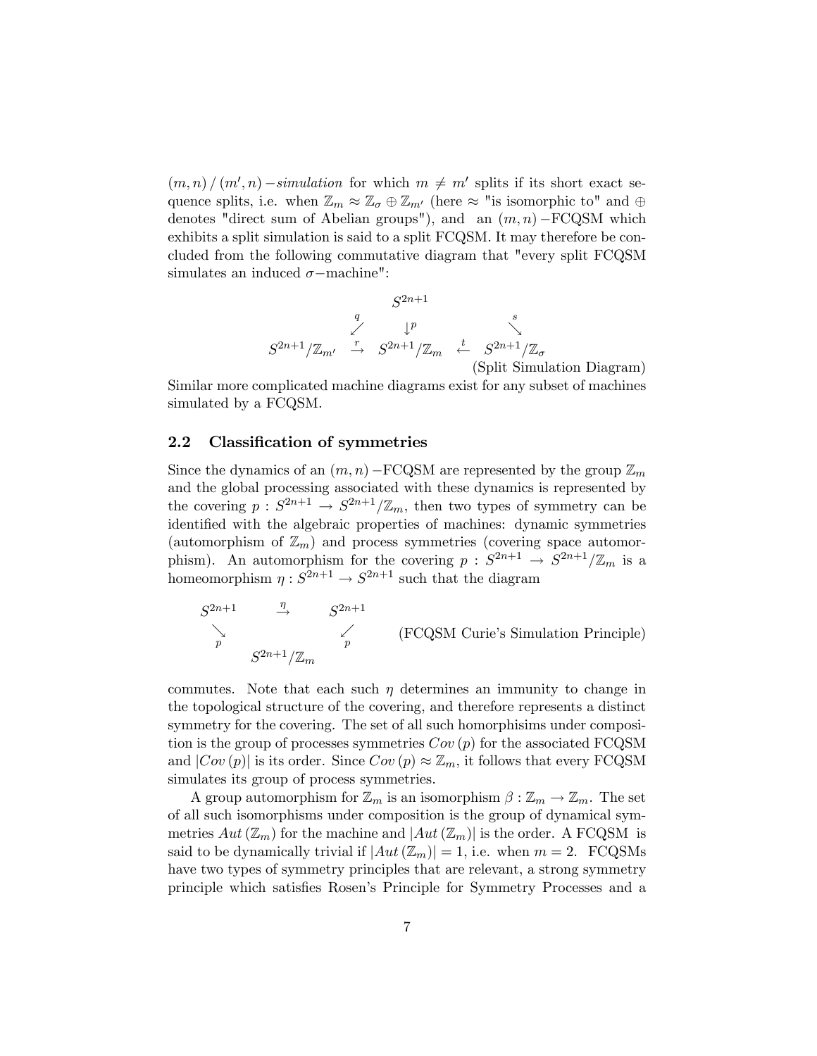$(m,n)/(m',n)$ *−simulation* for which $m \neq m'$ splits if its short exact sequence splits, i.e. when $\mathbb{Z}_m \approx \mathbb{Z}_\sigma \oplus \mathbb{Z}_{m'}$ (here $\approx$ "is isomorphic to" and $\oplus$ denotes "direct sum of Abelian groups"), and an $(m,n)$ −FCQSM which exhibits a split simulation is said to a split FCQSM. It may therefore be concluded from the following commutative diagram that "every split FCQSM simulates an induced $\sigma$−machine":

$$
\begin{array}{ccccc}
 & & S^{2n+1} & & \\
 & \overset{q}{\swarrow} & \downarrow^{p} & & \overset{s}{\searrow} \\
S^{2n+1}/\mathbb{Z}_{m'} & \overset{r}{\rightarrow} & S^{2n+1}/\mathbb{Z}_m & \overset{t}{\leftarrow} & S^{2n+1}/\mathbb{Z}_\sigma
\end{array}
$$

(Split Simulation Diagram)

Similar more complicated machine diagrams exist for any subset of machines simulated by a FCQSM.

### 2.2 Classification of symmetries

Since the dynamics of an $(m,n)$ −FCQSM are represented by the group $\mathbb{Z}_m$ and the global processing associated with these dynamics is represented by the covering $p : S^{2n+1} \rightarrow S^{2n+1}/\mathbb{Z}_m$, then two types of symmetry can be identified with the algebraic properties of machines: dynamic symmetries (automorphism of $\mathbb{Z}_m$) and process symmetries (covering space automorphism). An automorphism for the covering $p : S^{2n+1} \rightarrow S^{2n+1}/\mathbb{Z}_m$ is a homeomorphism $\eta : S^{2n+1} \rightarrow S^{2n+1}$ such that the diagram

$$
\begin{array}{ccc}
S^{2n+1} & \overset{\eta}{\rightarrow} & S^{2n+1} \\
\underset{p}{\searrow} & & \underset{p}{\swarrow} \\
 & S^{2n+1}/\mathbb{Z}_m &
\end{array}
$$

(FCQSM Curie's Simulation Principle)

commutes. Note that each such $\eta$ determines an immunity to change in the topological structure of the covering, and therefore represents a distinct symmetry for the covering. The set of all such homorphisims under composition is the group of processes symmetries $Cov(p)$ for the associated FCQSM and $|Cov(p)|$ is its order. Since $Cov(p) \approx \mathbb{Z}_m$, it follows that every FCQSM simulates its group of process symmetries.

A group automorphism for $\mathbb{Z}_m$ is an isomorphism $\beta : \mathbb{Z}_m \rightarrow \mathbb{Z}_m$. The set of all such isomorphisms under composition is the group of dynamical symmetries $Aut(\mathbb{Z}_m)$ for the machine and $|Aut(\mathbb{Z}_m)|$ is the order. A FCQSM is said to be dynamically trivial if $|Aut(\mathbb{Z}_m)| = 1$, i.e. when $m = 2$. FCQSMs have two types of symmetry principles that are relevant, a strong symmetry principle which satisfies Rosen's Principle for Symmetry Processes and a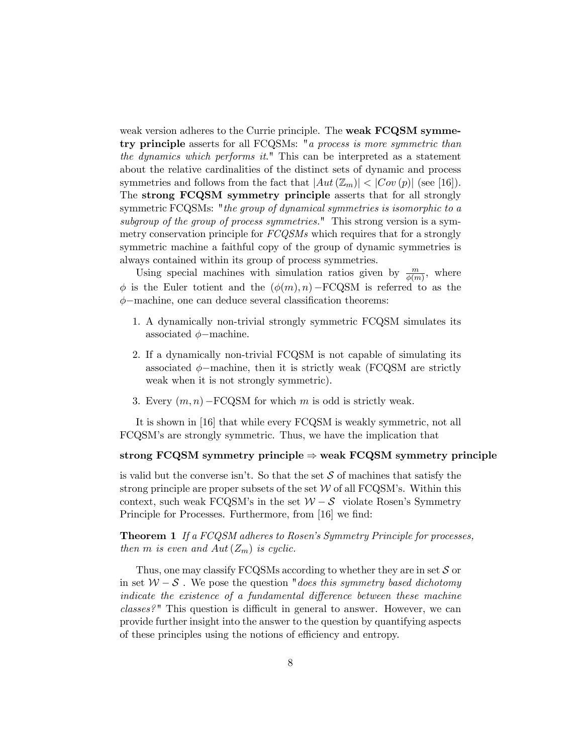weak version adheres to the Currie principle. The **weak FCQSM symmetry principle** asserts for all FCQSMs: "*a process is more symmetric than the dynamics which performs it.*" This can be interpreted as a statement about the relative cardinalities of the distinct sets of dynamic and process symmetries and follows from the fact that $|Aut(\mathbb{Z}_m)| < |Cov(p)|$ (see [16]). The **strong FCQSM symmetry principle** asserts that for all strongly symmetric FCQSMs: "*the group of dynamical symmetries is isomorphic to a subgroup of the group of process symmetries.*" This strong version is a symmetry conservation principle for *FCQSMs* which requires that for a strongly symmetric machine a faithful copy of the group of dynamic symmetries is always contained within its group of process symmetries.

Using special machines with simulation ratios given by $\frac{m}{\phi(m)}$, where $\phi$ is the Euler totient and the $(\phi(m), n)$ −FCQSM is referred to as the $\phi$−machine, one can deduce several classification theorems:

1. A dynamically non-trivial strongly symmetric FCQSM simulates its associated $\phi$−machine.
2. If a dynamically non-trivial FCQSM is not capable of simulating its associated $\phi$−machine, then it is strictly weak (FCQSM are strictly weak when it is not strongly symmetric).
3. Every $(m, n)$ −FCQSM for which $m$ is odd is strictly weak.

It is shown in [16] that while every FCQSM is weakly symmetric, not all FCQSM's are strongly symmetric. Thus, we have the implication that

**strong FCQSM symmetry principle $\Rightarrow$ weak FCQSM symmetry principle**

is valid but the converse isn't. So that the set $\mathcal{S}$ of machines that satisfy the strong principle are proper subsets of the set $\mathcal{W}$ of all FCQSM's. Within this context, such weak FCQSM's in the set $\mathcal{W} - \mathcal{S}$ violate Rosen's Symmetry Principle for Processes. Furthermore, from [16] we find:

**Theorem 1** *If a FCQSM adheres to Rosen's Symmetry Principle for processes, then m is even and $Aut(Z_m)$ is cyclic.*

Thus, one may classify FCQSMs according to whether they are in set $\mathcal{S}$ or in set $\mathcal{W} - \mathcal{S}$ . We pose the question "*does this symmetry based dichotomy indicate the existence of a fundamental difference between these machine classes?*" This question is difficult in general to answer. However, we can provide further insight into the answer to the question by quantifying aspects of these principles using the notions of efficiency and entropy.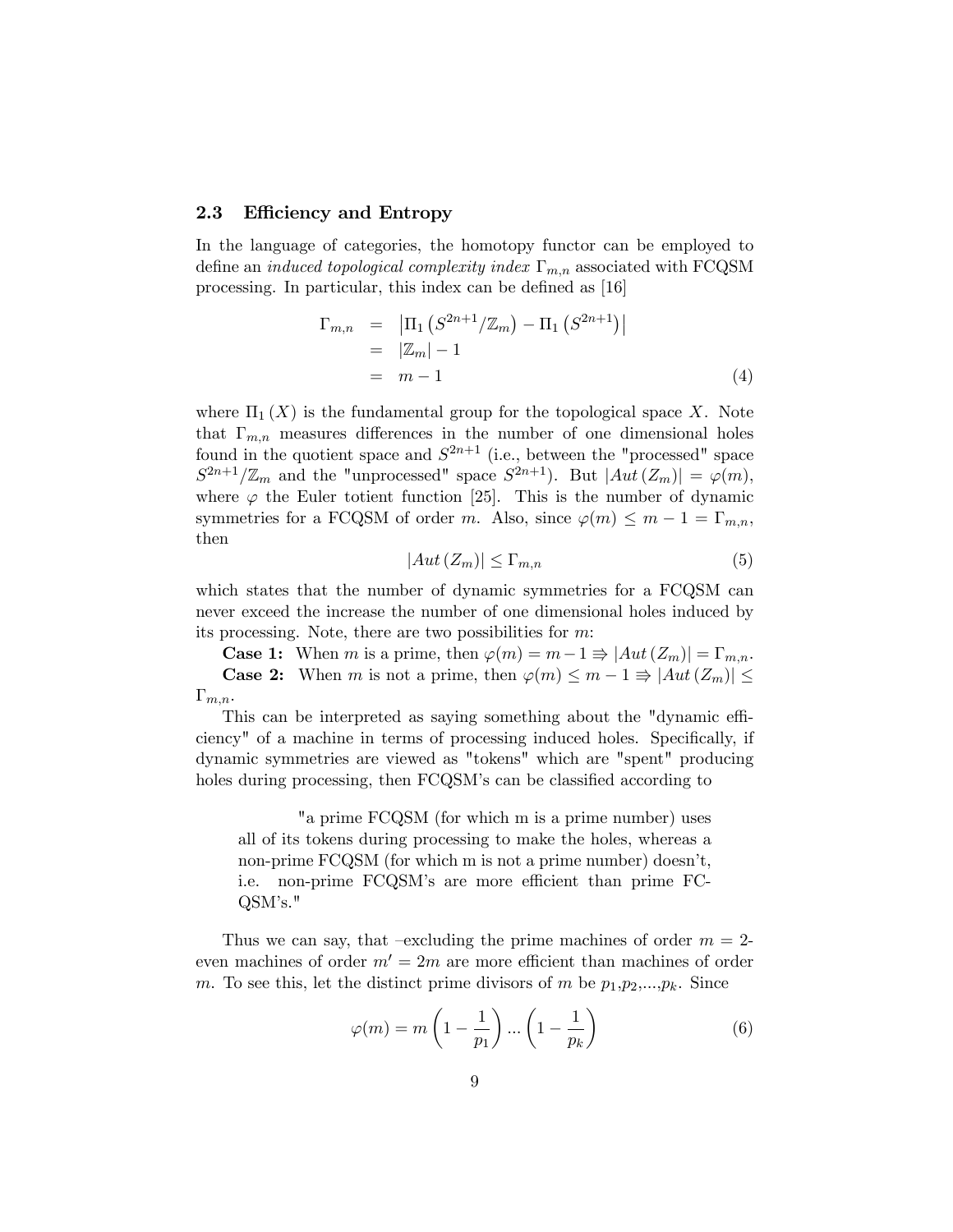### 2.3 Efficiency and Entropy

In the language of categories, the homotopy functor can be employed to define an *induced topological complexity index* $\Gamma_{m,n}$ associated with FCQSM processing. In particular, this index can be defined as [16]

$$
\begin{aligned}
\Gamma_{m,n} &= \left|\Pi_1\left(S^{2n+1}/\mathbb{Z}_m\right) - \Pi_1\left(S^{2n+1}\right)\right| \\
&= |\mathbb{Z}_m| - 1 \\
&= m - 1
\end{aligned}
\tag{4}
$$

where $\Pi_1(X)$ is the fundamental group for the topological space $X$. Note that $\Gamma_{m,n}$ measures differences in the number of one dimensional holes found in the quotient space and $S^{2n+1}$ (i.e., between the "processed" space $S^{2n+1}/\mathbb{Z}_m$ and the "unprocessed" space $S^{2n+1}$). But $|Aut(Z_m)| = \varphi(m)$, where $\varphi$ the Euler totient function [25]. This is the number of dynamic symmetries for a FCQSM of order $m$. Also, since $\varphi(m) \leq m - 1 = \Gamma_{m,n}$, then

$$
|Aut(Z_m)| \leq \Gamma_{m,n} \tag{5}
$$

which states that the number of dynamic symmetries for a FCQSM can never exceed the increase the number of one dimensional holes induced by its processing. Note, there are two possibilities for $m$:

**Case 1:** When $m$ is a prime, then $\varphi(m) = m - 1 \Rrightarrow |Aut(Z_m)| = \Gamma_{m,n}$.

**Case 2:** When $m$ is not a prime, then $\varphi(m) \leq m - 1 \Rrightarrow |Aut(Z_m)| \leq \Gamma_{m,n}$.

This can be interpreted as saying something about the "dynamic efficiency" of a machine in terms of processing induced holes. Specifically, if dynamic symmetries are viewed as "tokens" which are "spent" producing holes during processing, then FCQSM's can be classified according to

> "a prime FCQSM (for which m is a prime number) uses all of its tokens during processing to make the holes, whereas a non-prime FCQSM (for which m is not a prime number) doesn't, i.e. non-prime FCQSM's are more efficient than prime FCQSM's."

Thus we can say, that –excluding the prime machines of order $m = 2$- even machines of order $m' = 2m$ are more efficient than machines of order $m$. To see this, let the distinct prime divisors of $m$ be $p_1$,$p_2$,...,$p_k$. Since

$$
\varphi(m) = m\left(1 - \frac{1}{p_1}\right) \ldots \left(1 - \frac{1}{p_k}\right) \tag{6}
$$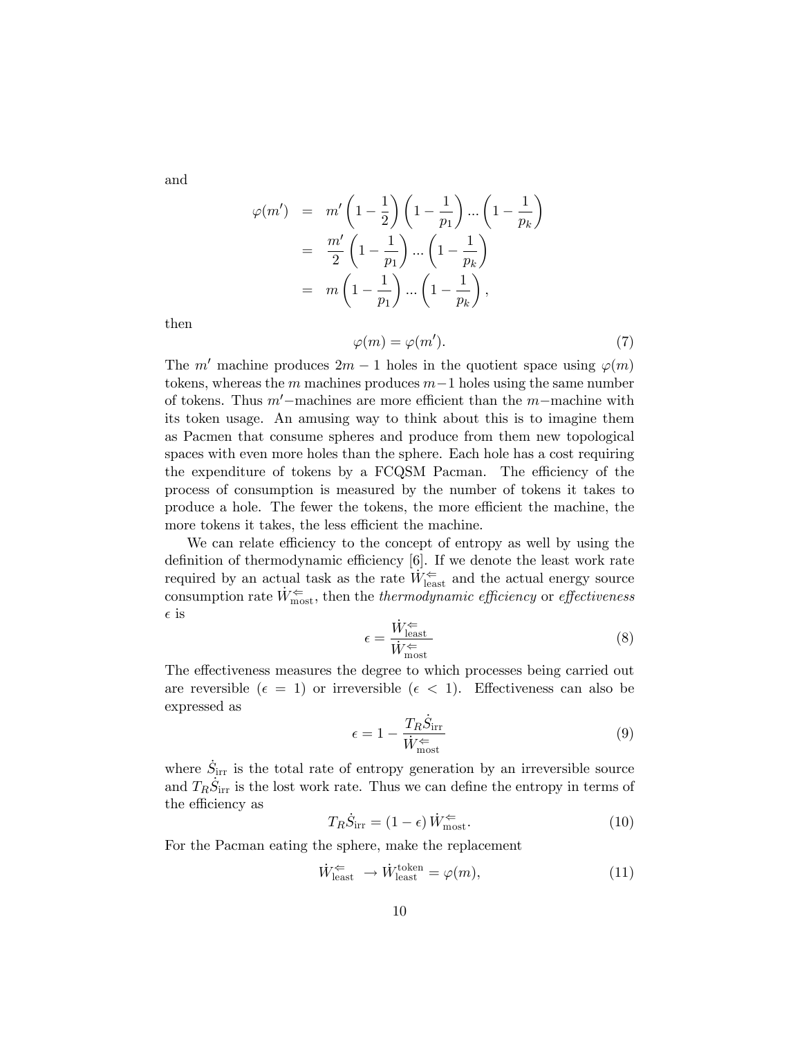and

$$
\begin{aligned}
\varphi(m') &= m'\left(1-\frac{1}{2}\right)\left(1-\frac{1}{p_1}\right)...\left(1-\frac{1}{p_k}\right) \\
&= \frac{m'}{2}\left(1-\frac{1}{p_1}\right)...\left(1-\frac{1}{p_k}\right) \\
&= m\left(1-\frac{1}{p_1}\right)...\left(1-\frac{1}{p_k}\right),
\end{aligned}
$$

then

$$
\varphi(m) = \varphi(m'). \tag{7}
$$

The $m'$ machine produces $2m-1$ holes in the quotient space using $\varphi(m)$ tokens, whereas the $m$ machines produces $m-1$ holes using the same number of tokens. Thus $m'-$machines are more efficient than the $m-$machine with its token usage. An amusing way to think about this is to imagine them as Pacmen that consume spheres and produce from them new topological spaces with even more holes than the sphere. Each hole has a cost requiring the expenditure of tokens by a FCQSM Pacman. The efficiency of the process of consumption is measured by the number of tokens it takes to produce a hole. The fewer the tokens, the more efficient the machine, the more tokens it takes, the less efficient the machine.

We can relate efficiency to the concept of entropy as well by using the definition of thermodynamic efficiency [6]. If we denote the least work rate required by an actual task as the rate $\dot{W}^{\Leftarrow}_{\text{least}}$ and the actual energy source consumption rate $\dot{W}^{\Leftarrow}_{\text{most}}$, then the *thermodynamic efficiency* or *effectiveness* $\epsilon$ is

$$
\epsilon = \frac{\dot{W}^{\Leftarrow}_{\text{least}}}{\dot{W}^{\Leftarrow}_{\text{most}}} \tag{8}
$$

The effectiveness measures the degree to which processes being carried out are reversible ($\epsilon = 1$) or irreversible ($\epsilon < 1$). Effectiveness can also be expressed as

$$
\epsilon = 1 - \frac{T_R \dot{S}_{\text{irr}}}{\dot{W}^{\Leftarrow}_{\text{most}}} \tag{9}
$$

where $\dot{S}_{\text{irr}}$ is the total rate of entropy generation by an irreversible source and $T_R \dot{S}_{\text{irr}}$ is the lost work rate. Thus we can define the entropy in terms of the efficiency as

$$
T_R \dot{S}_{\text{irr}} = (1-\epsilon)\, \dot{W}^{\Leftarrow}_{\text{most}}. \tag{10}
$$

For the Pacman eating the sphere, make the replacement

$$
\dot{W}^{\Leftarrow}_{\text{least}} \to \dot{W}^{\text{token}}_{\text{least}} = \varphi(m), \tag{11}
$$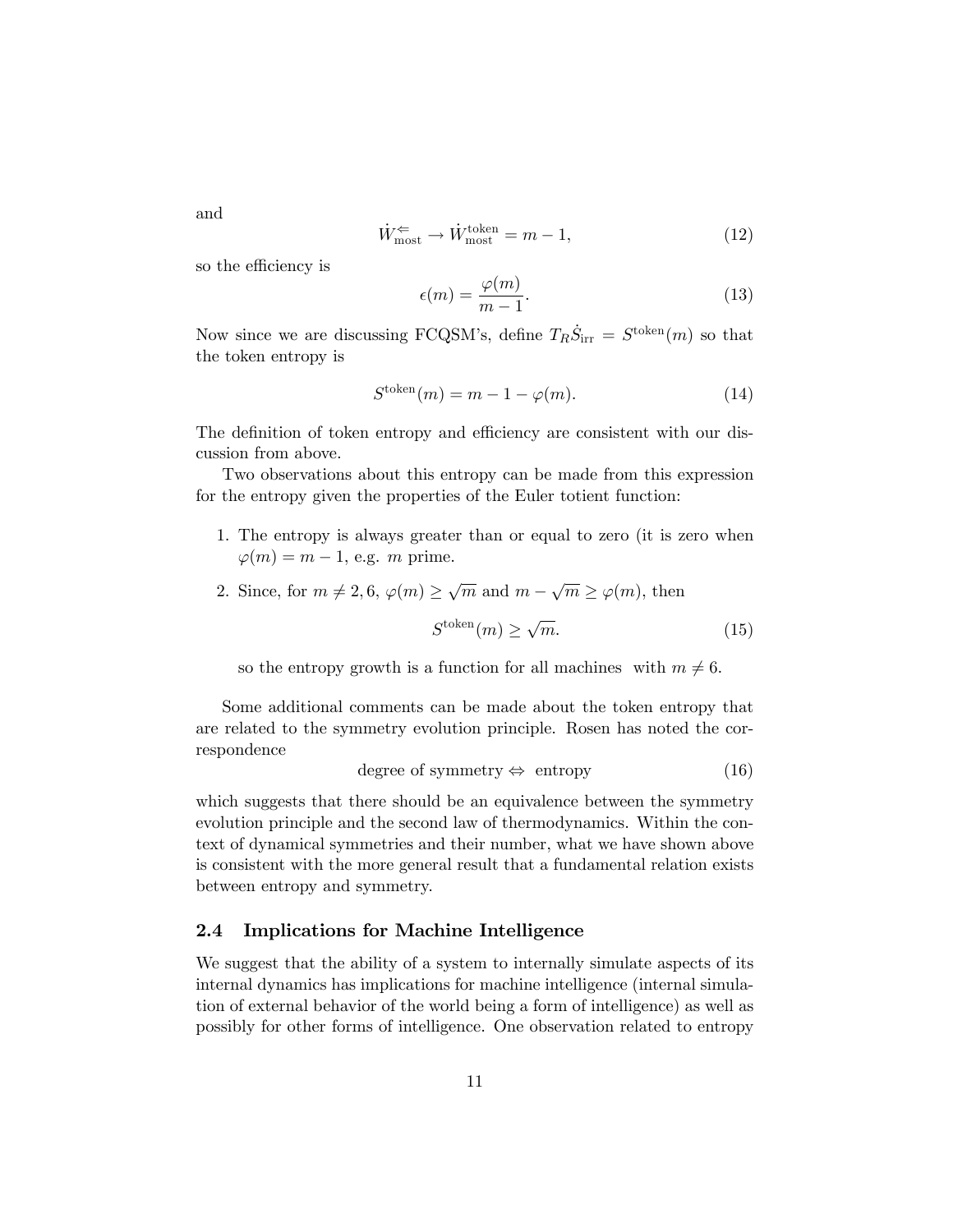and

$$\dot{W}^{\Leftarrow}_{\text{most}} \rightarrow \dot{W}^{\text{token}}_{\text{most}} = m - 1, \tag{12}$$

so the efficiency is

$$\epsilon(m) = \frac{\varphi(m)}{m-1}. \tag{13}$$

Now since we are discussing FCQSM's, define $T_R \dot{S}_{\text{irr}} = S^{\text{token}}(m)$ so that the token entropy is

$$S^{\text{token}}(m) = m - 1 - \varphi(m). \tag{14}$$

The definition of token entropy and efficiency are consistent with our discussion from above.

Two observations about this entropy can be made from this expression for the entropy given the properties of the Euler totient function:

1. The entropy is always greater than or equal to zero (it is zero when $\varphi(m) = m - 1$, e.g. $m$ prime.
2. Since, for $m \neq 2, 6$, $\varphi(m) \geq \sqrt{m}$ and $m - \sqrt{m} \geq \varphi(m)$, then

   $$S^{\text{token}}(m) \geq \sqrt{m}. \tag{15}$$

   so the entropy growth is a function for all machines with $m \neq 6$.

Some additional comments can be made about the token entropy that are related to the symmetry evolution principle. Rosen has noted the correspondence

$$\text{degree of symmetry} \Leftrightarrow \text{ entropy} \tag{16}$$

which suggests that there should be an equivalence between the symmetry evolution principle and the second law of thermodynamics. Within the context of dynamical symmetries and their number, what we have shown above is consistent with the more general result that a fundamental relation exists between entropy and symmetry.

### 2.4 Implications for Machine Intelligence

We suggest that the ability of a system to internally simulate aspects of its internal dynamics has implications for machine intelligence (internal simulation of external behavior of the world being a form of intelligence) as well as possibly for other forms of intelligence. One observation related to entropy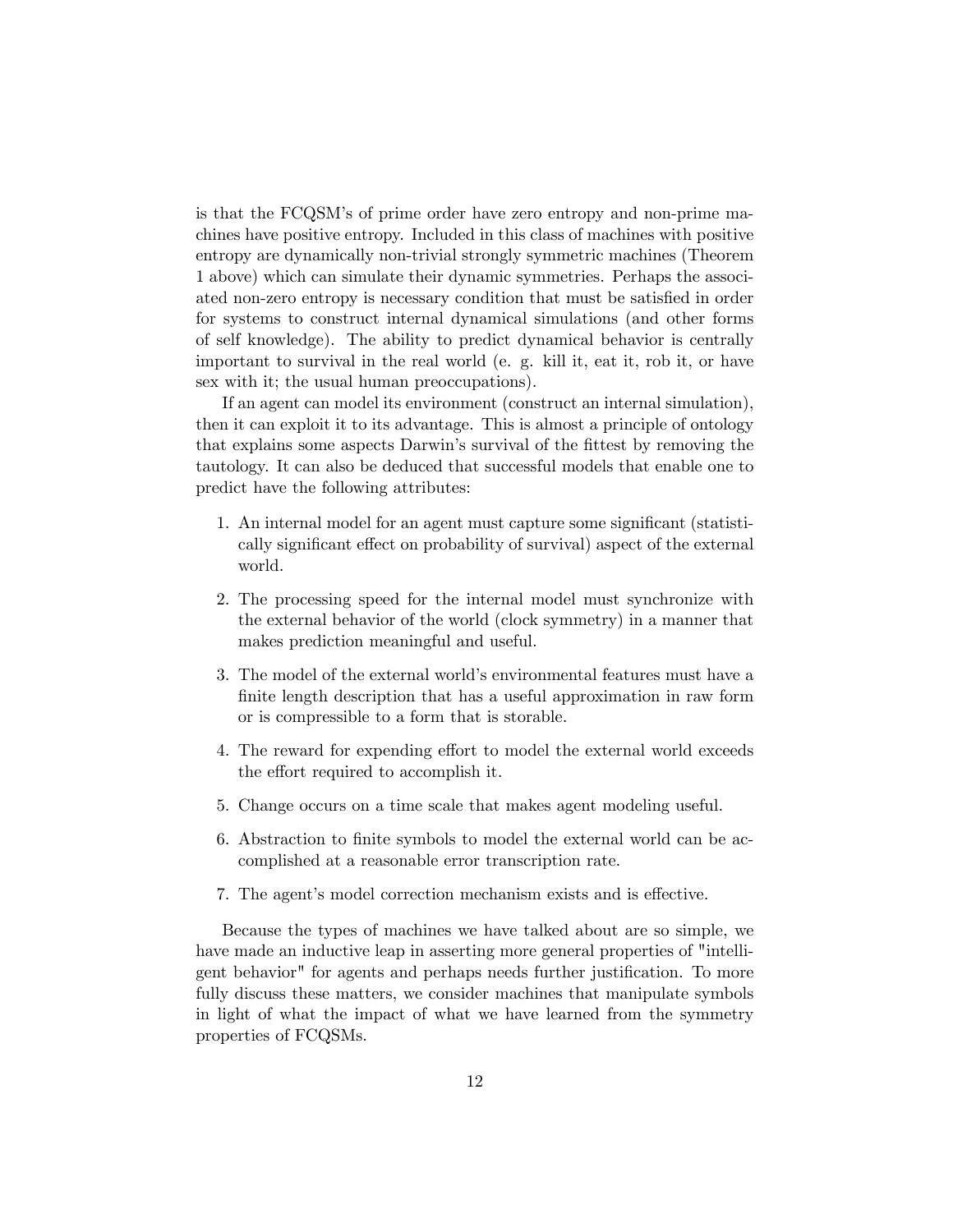is that the FCQSM's of prime order have zero entropy and non-prime machines have positive entropy. Included in this class of machines with positive entropy are dynamically non-trivial strongly symmetric machines (Theorem 1 above) which can simulate their dynamic symmetries. Perhaps the associated non-zero entropy is necessary condition that must be satisfied in order for systems to construct internal dynamical simulations (and other forms of self knowledge). The ability to predict dynamical behavior is centrally important to survival in the real world (e. g. kill it, eat it, rob it, or have sex with it; the usual human preoccupations).

If an agent can model its environment (construct an internal simulation), then it can exploit it to its advantage. This is almost a principle of ontology that explains some aspects Darwin's survival of the fittest by removing the tautology. It can also be deduced that successful models that enable one to predict have the following attributes:

1. An internal model for an agent must capture some significant (statistically significant effect on probability of survival) aspect of the external world.
2. The processing speed for the internal model must synchronize with the external behavior of the world (clock symmetry) in a manner that makes prediction meaningful and useful.
3. The model of the external world's environmental features must have a finite length description that has a useful approximation in raw form or is compressible to a form that is storable.
4. The reward for expending effort to model the external world exceeds the effort required to accomplish it.
5. Change occurs on a time scale that makes agent modeling useful.
6. Abstraction to finite symbols to model the external world can be accomplished at a reasonable error transcription rate.
7. The agent's model correction mechanism exists and is effective.

Because the types of machines we have talked about are so simple, we have made an inductive leap in asserting more general properties of "intelligent behavior" for agents and perhaps needs further justification. To more fully discuss these matters, we consider machines that manipulate symbols in light of what the impact of what we have learned from the symmetry properties of FCQSMs.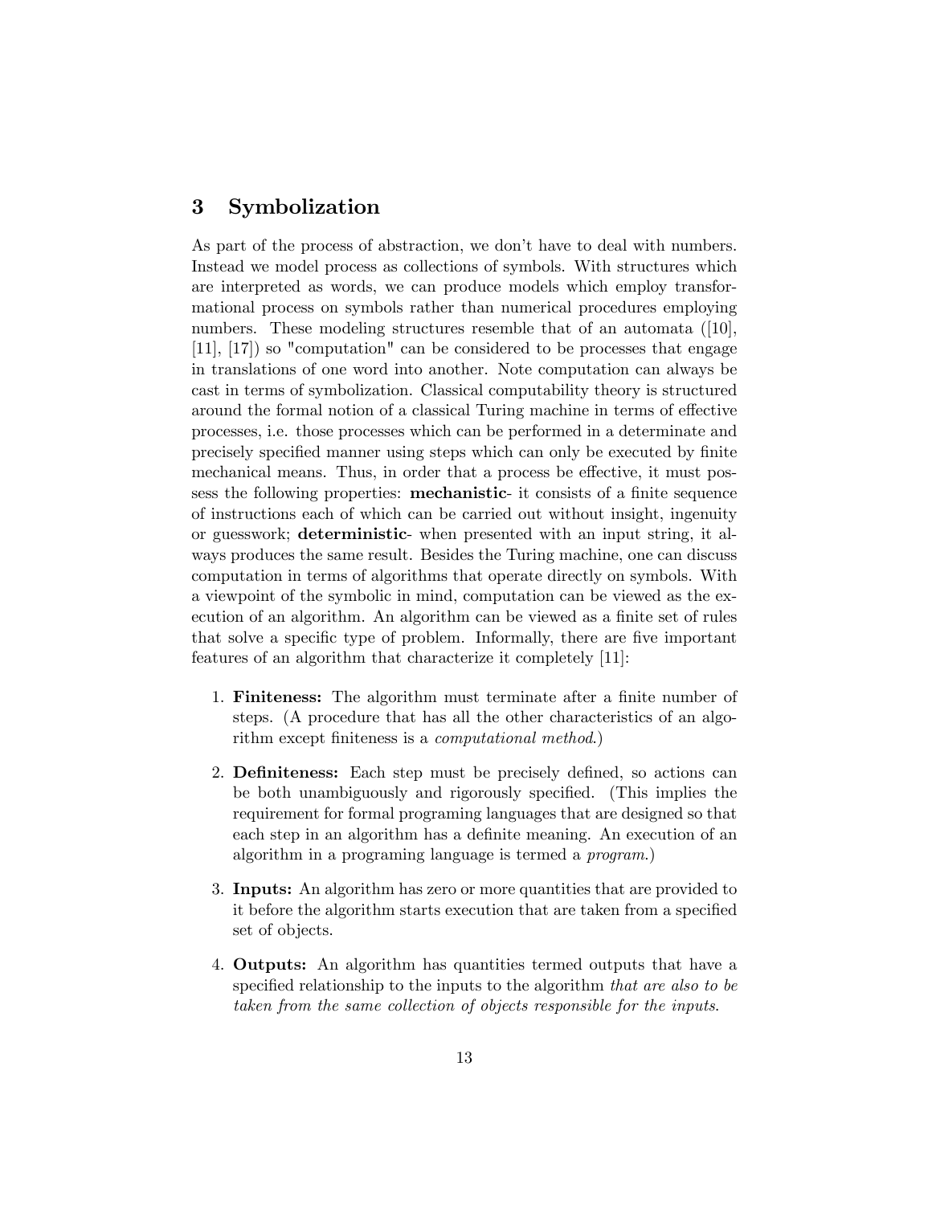## 3 Symbolization

As part of the process of abstraction, we don't have to deal with numbers. Instead we model process as collections of symbols. With structures which are interpreted as words, we can produce models which employ transformational process on symbols rather than numerical procedures employing numbers. These modeling structures resemble that of an automata ([10], [11], [17]) so "computation" can be considered to be processes that engage in translations of one word into another. Note computation can always be cast in terms of symbolization. Classical computability theory is structured around the formal notion of a classical Turing machine in terms of effective processes, i.e. those processes which can be performed in a determinate and precisely specified manner using steps which can only be executed by finite mechanical means. Thus, in order that a process be effective, it must possess the following properties: **mechanistic**- it consists of a finite sequence of instructions each of which can be carried out without insight, ingenuity or guesswork; **deterministic**- when presented with an input string, it always produces the same result. Besides the Turing machine, one can discuss computation in terms of algorithms that operate directly on symbols. With a viewpoint of the symbolic in mind, computation can be viewed as the execution of an algorithm. An algorithm can be viewed as a finite set of rules that solve a specific type of problem. Informally, there are five important features of an algorithm that characterize it completely [11]:

1. **Finiteness:** The algorithm must terminate after a finite number of steps. (A procedure that has all the other characteristics of an algorithm except finiteness is a *computational method*.)

2. **Definiteness:** Each step must be precisely defined, so actions can be both unambiguously and rigorously specified. (This implies the requirement for formal programing languages that are designed so that each step in an algorithm has a definite meaning. An execution of an algorithm in a programing language is termed a *program*.)

3. **Inputs:** An algorithm has zero or more quantities that are provided to it before the algorithm starts execution that are taken from a specified set of objects.

4. **Outputs:** An algorithm has quantities termed outputs that have a specified relationship to the inputs to the algorithm *that are also to be taken from the same collection of objects responsible for the inputs*.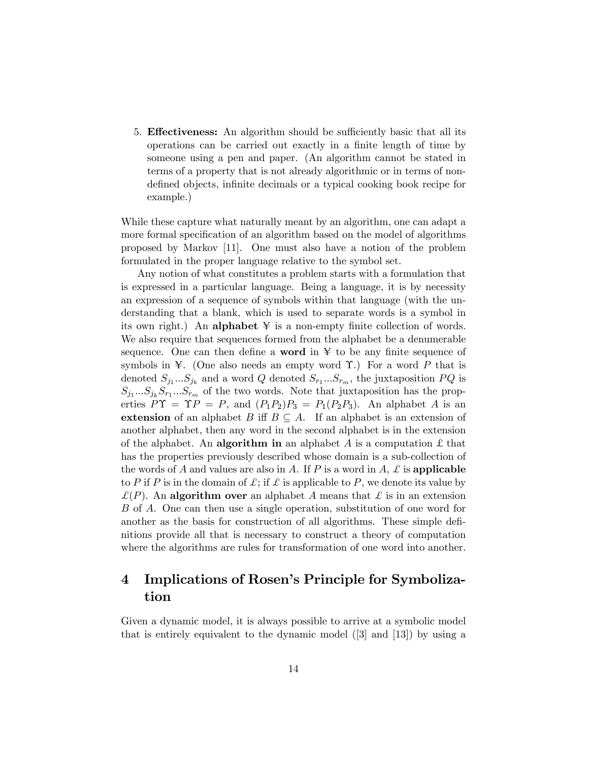5. **Effectiveness:** An algorithm should be sufficiently basic that all its operations can be carried out exactly in a finite length of time by someone using a pen and paper. (An algorithm cannot be stated in terms of a property that is not already algorithmic or in terms of non-defined objects, infinite decimals or a typical cooking book recipe for example.)

While these capture what naturally meant by an algorithm, one can adapt a more formal specification of an algorithm based on the model of algorithms proposed by Markov [11]. One must also have a notion of the problem formulated in the proper language relative to the symbol set.

Any notion of what constitutes a problem starts with a formulation that is expressed in a particular language. Being a language, it is by necessity an expression of a sequence of symbols within that language (with the understanding that a blank, which is used to separate words is a symbol in its own right.) An **alphabet** ¥ is a non-empty finite collection of words. We also require that sequences formed from the alphabet be a denumerable sequence. One can then define a **word** in ¥ to be any finite sequence of symbols in ¥. (One also needs an empty word $\Upsilon$.) For a word $P$ that is denoted $S_{j_1}...S_{j_k}$ and a word $Q$ denoted $S_{r_1}...S_{r_m}$, the juxtaposition $PQ$ is $S_{j_1}...S_{j_k}S_{r_1}...S_{r_m}$ of the two words. Note that juxtaposition has the properties $P\Upsilon = \Upsilon P = P$, and $(P_1P_2)P_3 = P_1(P_2P_3)$. An alphabet $A$ is an **extension** of an alphabet $B$ iff $B \subseteq A$. If an alphabet is an extension of another alphabet, then any word in the second alphabet is in the extension of the alphabet. An **algorithm in** an alphabet $A$ is a computation £ that has the properties previously described whose domain is a sub-collection of the words of $A$ and values are also in $A$. If $P$ is a word in $A$, £ is **applicable** to $P$ if $P$ is in the domain of £; if £ is applicable to $P$, we denote its value by £$(P)$. An **algorithm over** an alphabet $A$ means that £ is in an extension $B$ of $A$. One can then use a single operation, substitution of one word for another as the basis for construction of all algorithms. These simple definitions provide all that is necessary to construct a theory of computation where the algorithms are rules for transformation of one word into another.

# 4 Implications of Rosen's Principle for Symbolization

Given a dynamic model, it is always possible to arrive at a symbolic model that is entirely equivalent to the dynamic model ([3] and [13]) by using a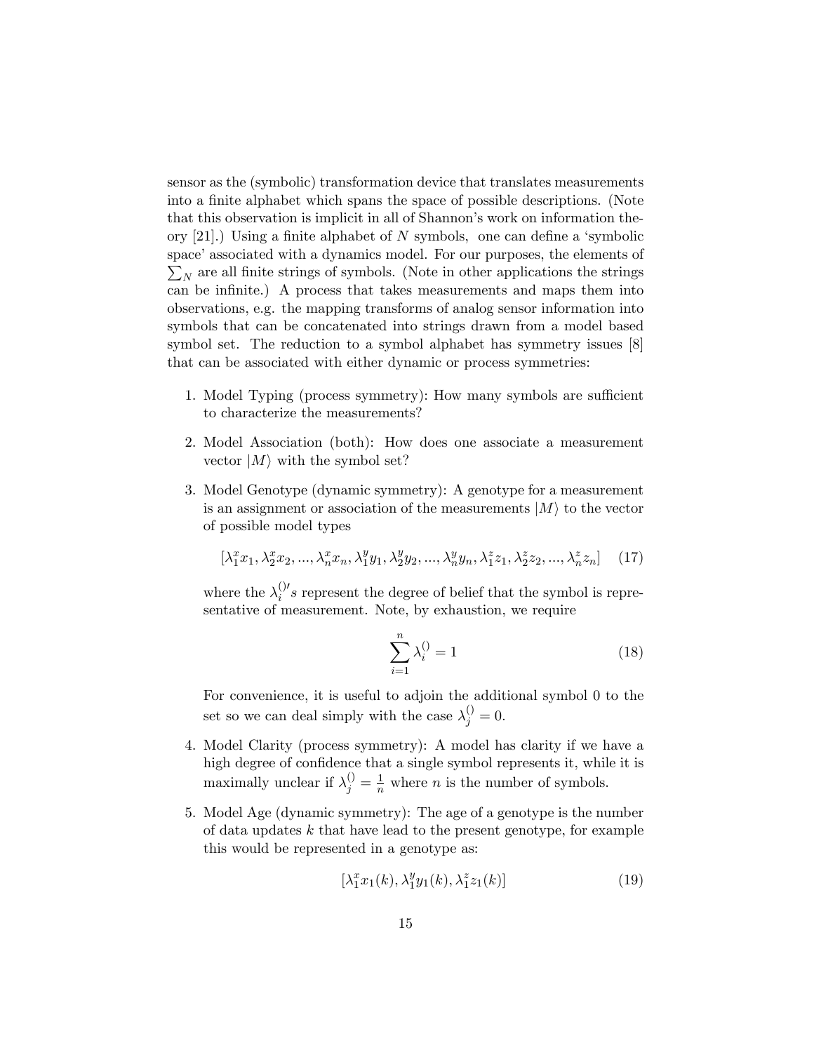sensor as the (symbolic) transformation device that translates measurements into a finite alphabet which spans the space of possible descriptions. (Note that this observation is implicit in all of Shannon's work on information theory [21].) Using a finite alphabet of $N$ symbols, one can define a 'symbolic space' associated with a dynamics model. For our purposes, the elements of $\sum_N$ are all finite strings of symbols. (Note in other applications the strings can be infinite.) A process that takes measurements and maps them into observations, e.g. the mapping transforms of analog sensor information into symbols that can be concatenated into strings drawn from a model based symbol set. The reduction to a symbol alphabet has symmetry issues [8] that can be associated with either dynamic or process symmetries:

1. Model Typing (process symmetry): How many symbols are sufficient to characterize the measurements?

2. Model Association (both): How does one associate a measurement vector $|M\rangle$ with the symbol set?

3. Model Genotype (dynamic symmetry): A genotype for a measurement is an assignment or association of the measurements $|M\rangle$ to the vector of possible model types

   $$[\lambda_1^x x_1, \lambda_2^x x_2, ..., \lambda_n^x x_n, \lambda_1^y y_1, \lambda_2^y y_2, ..., \lambda_n^y y_n, \lambda_1^z z_1, \lambda_2^z z_2, ..., \lambda_n^z z_n] \quad (17)$$

   where the $\lambda_i^{()\prime}s$ represent the degree of belief that the symbol is representative of measurement. Note, by exhaustion, we require

   $$\sum_{i=1}^{n} \lambda_i^{()} = 1 \quad (18)$$

   For convenience, it is useful to adjoin the additional symbol 0 to the set so we can deal simply with the case $\lambda_j^{()} = 0$.

4. Model Clarity (process symmetry): A model has clarity if we have a high degree of confidence that a single symbol represents it, while it is maximally unclear if $\lambda_j^{()} = \frac{1}{n}$ where $n$ is the number of symbols.

5. Model Age (dynamic symmetry): The age of a genotype is the number of data updates $k$ that have lead to the present genotype, for example this would be represented in a genotype as:

   $$[\lambda_1^x x_1(k), \lambda_1^y y_1(k), \lambda_1^z z_1(k)] \quad (19)$$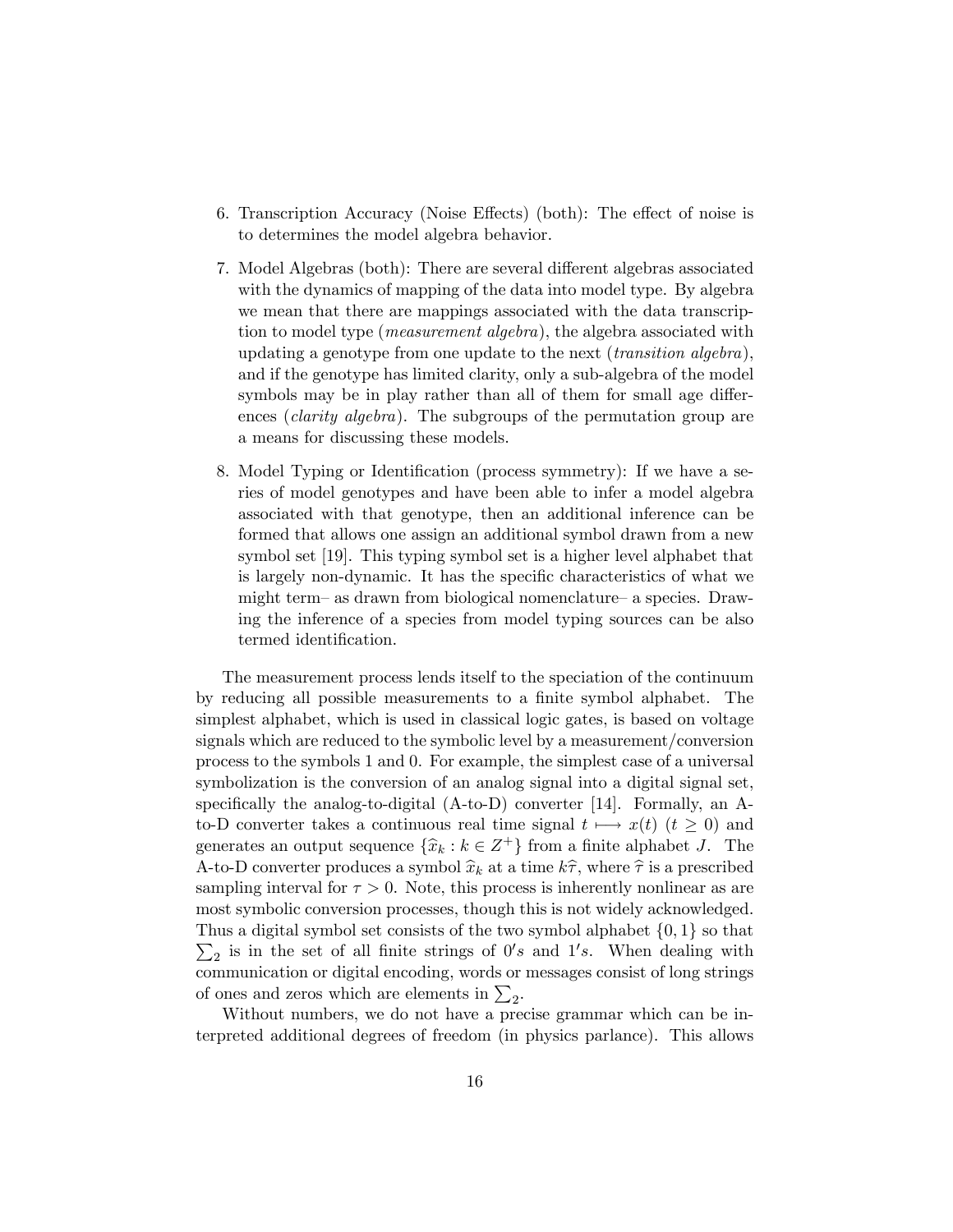6. Transcription Accuracy (Noise Effects) (both): The effect of noise is to determines the model algebra behavior.

7. Model Algebras (both): There are several different algebras associated with the dynamics of mapping of the data into model type. By algebra we mean that there are mappings associated with the data transcription to model type (*measurement algebra*), the algebra associated with updating a genotype from one update to the next (*transition algebra*), and if the genotype has limited clarity, only a sub-algebra of the model symbols may be in play rather than all of them for small age differences (*clarity algebra*). The subgroups of the permutation group are a means for discussing these models.

8. Model Typing or Identification (process symmetry): If we have a series of model genotypes and have been able to infer a model algebra associated with that genotype, then an additional inference can be formed that allows one assign an additional symbol drawn from a new symbol set [19]. This typing symbol set is a higher level alphabet that is largely non-dynamic. It has the specific characteristics of what we might term– as drawn from biological nomenclature– a species. Drawing the inference of a species from model typing sources can be also termed identification.

The measurement process lends itself to the speciation of the continuum by reducing all possible measurements to a finite symbol alphabet. The simplest alphabet, which is used in classical logic gates, is based on voltage signals which are reduced to the symbolic level by a measurement/conversion process to the symbols 1 and 0. For example, the simplest case of a universal symbolization is the conversion of an analog signal into a digital signal set, specifically the analog-to-digital (A-to-D) converter [14]. Formally, an A-to-D converter takes a continuous real time signal $t \longmapsto x(t)$ $(t \geq 0)$ and generates an output sequence $\{\widehat{x}_k : k \in Z^+\}$ from a finite alphabet $J$. The A-to-D converter produces a symbol $\widehat{x}_k$ at a time $k\widehat{\tau}$, where $\widehat{\tau}$ is a prescribed sampling interval for $\tau > 0$. Note, this process is inherently nonlinear as are most symbolic conversion processes, though this is not widely acknowledged. Thus a digital symbol set consists of the two symbol alphabet $\{0, 1\}$ so that $\sum_2$ is in the set of all finite strings of $0's$ and $1's$. When dealing with communication or digital encoding, words or messages consist of long strings of ones and zeros which are elements in $\sum_2$.

Without numbers, we do not have a precise grammar which can be interpreted additional degrees of freedom (in physics parlance). This allows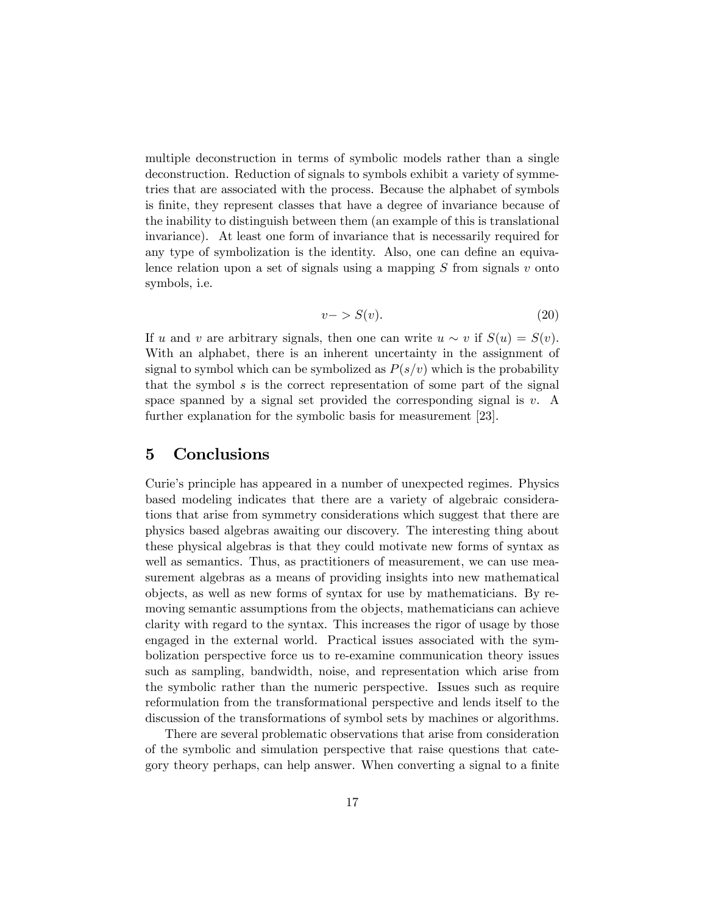multiple deconstruction in terms of symbolic models rather than a single deconstruction. Reduction of signals to symbols exhibit a variety of symmetries that are associated with the process. Because the alphabet of symbols is finite, they represent classes that have a degree of invariance because of the inability to distinguish between them (an example of this is translational invariance). At least one form of invariance that is necessarily required for any type of symbolization is the identity. Also, one can define an equivalence relation upon a set of signals using a mapping $S$ from signals $v$ onto symbols, i.e.

$$v- > S(v). \tag{20}$$

If $u$ and $v$ are arbitrary signals, then one can write $u \sim v$ if $S(u) = S(v)$. With an alphabet, there is an inherent uncertainty in the assignment of signal to symbol which can be symbolized as $P(s/v)$ which is the probability that the symbol $s$ is the correct representation of some part of the signal space spanned by a signal set provided the corresponding signal is $v$. A further explanation for the symbolic basis for measurement [23].

## 5 Conclusions

Curie's principle has appeared in a number of unexpected regimes. Physics based modeling indicates that there are a variety of algebraic considerations that arise from symmetry considerations which suggest that there are physics based algebras awaiting our discovery. The interesting thing about these physical algebras is that they could motivate new forms of syntax as well as semantics. Thus, as practitioners of measurement, we can use measurement algebras as a means of providing insights into new mathematical objects, as well as new forms of syntax for use by mathematicians. By removing semantic assumptions from the objects, mathematicians can achieve clarity with regard to the syntax. This increases the rigor of usage by those engaged in the external world. Practical issues associated with the symbolization perspective force us to re-examine communication theory issues such as sampling, bandwidth, noise, and representation which arise from the symbolic rather than the numeric perspective. Issues such as require reformulation from the transformational perspective and lends itself to the discussion of the transformations of symbol sets by machines or algorithms.

There are several problematic observations that arise from consideration of the symbolic and simulation perspective that raise questions that category theory perhaps, can help answer. When converting a signal to a finite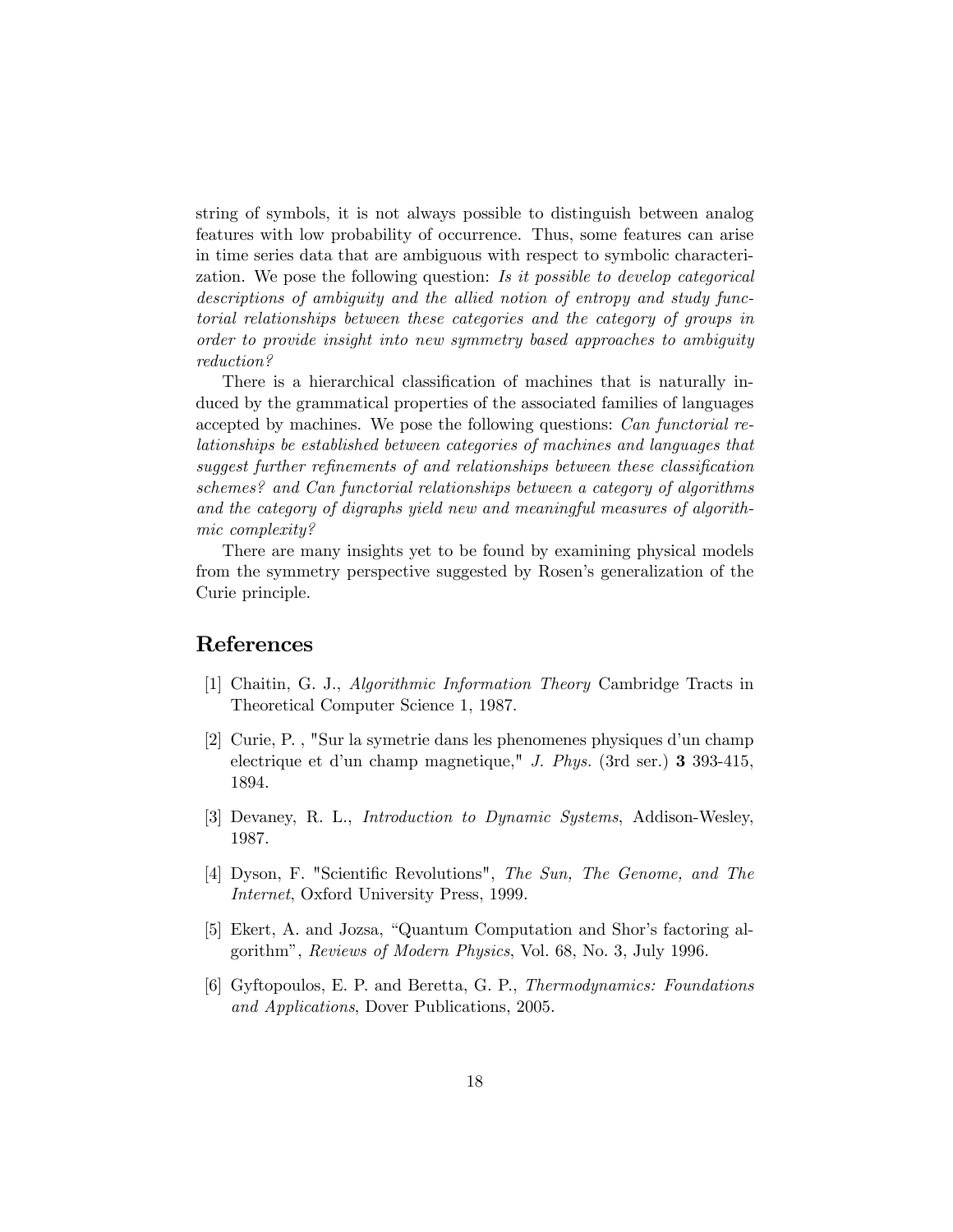string of symbols, it is not always possible to distinguish between analog features with low probability of occurrence. Thus, some features can arise in time series data that are ambiguous with respect to symbolic characterization. We pose the following question: *Is it possible to develop categorical descriptions of ambiguity and the allied notion of entropy and study functorial relationships between these categories and the category of groups in order to provide insight into new symmetry based approaches to ambiguity reduction?*

There is a hierarchical classification of machines that is naturally induced by the grammatical properties of the associated families of languages accepted by machines. We pose the following questions: *Can functorial relationships be established between categories of machines and languages that suggest further refinements of and relationships between these classification schemes? and Can functorial relationships between a category of algorithms and the category of digraphs yield new and meaningful measures of algorithmic complexity?*

There are many insights yet to be found by examining physical models from the symmetry perspective suggested by Rosen's generalization of the Curie principle.

## References

[1] Chaitin, G. J., *Algorithmic Information Theory* Cambridge Tracts in Theoretical Computer Science 1, 1987.

[2] Curie, P. , "Sur la symetrie dans les phenomenes physiques d'un champ electrique et d'un champ magnetique," *J. Phys.* (3rd ser.) **3** 393-415, 1894.

[3] Devaney, R. L., *Introduction to Dynamic Systems*, Addison-Wesley, 1987.

[4] Dyson, F. "Scientific Revolutions", *The Sun, The Genome, and The Internet*, Oxford University Press, 1999.

[5] Ekert, A. and Jozsa, "Quantum Computation and Shor's factoring algorithm", *Reviews of Modern Physics*, Vol. 68, No. 3, July 1996.

[6] Gyftopoulos, E. P. and Beretta, G. P., *Thermodynamics: Foundations and Applications*, Dover Publications, 2005.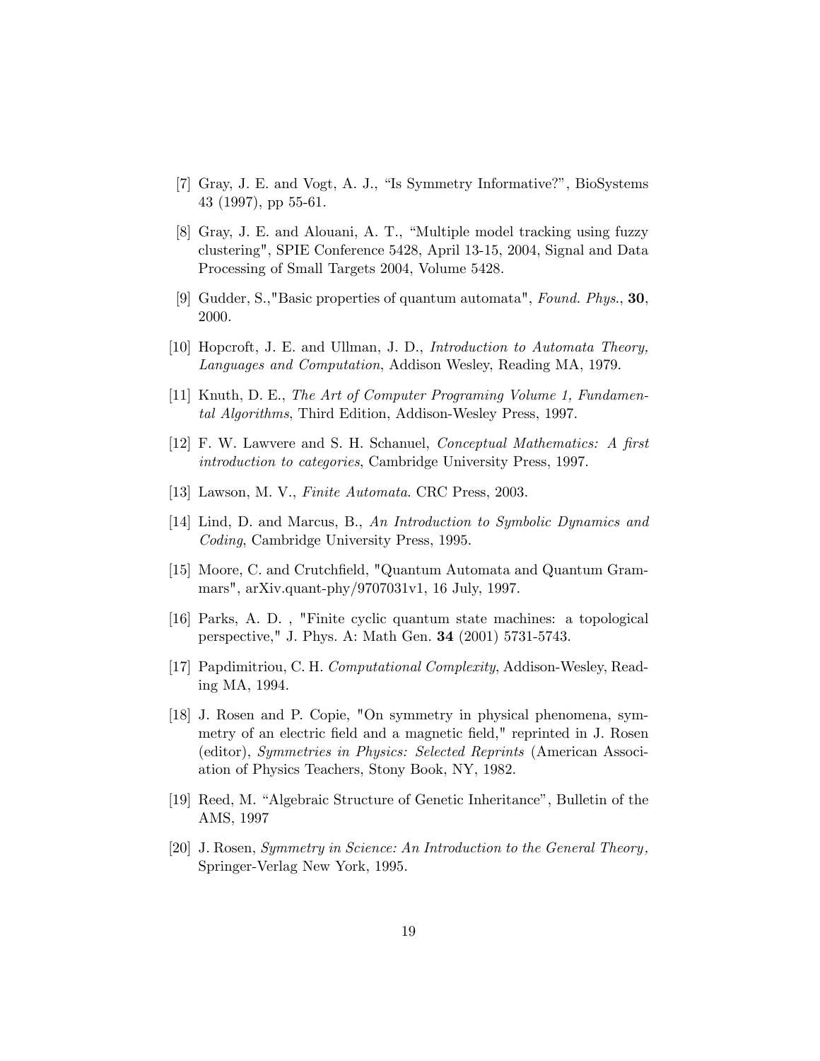[7] Gray, J. E. and Vogt, A. J., "Is Symmetry Informative?", BioSystems 43 (1997), pp 55-61.

[8] Gray, J. E. and Alouani, A. T., "Multiple model tracking using fuzzy clustering", SPIE Conference 5428, April 13-15, 2004, Signal and Data Processing of Small Targets 2004, Volume 5428.

[9] Gudder, S.,"Basic properties of quantum automata", *Found. Phys.*, **30**, 2000.

[10] Hopcroft, J. E. and Ullman, J. D., *Introduction to Automata Theory, Languages and Computation*, Addison Wesley, Reading MA, 1979.

[11] Knuth, D. E., *The Art of Computer Programing Volume 1, Fundamental Algorithms*, Third Edition, Addison-Wesley Press, 1997.

[12] F. W. Lawvere and S. H. Schanuel, *Conceptual Mathematics: A first introduction to categories*, Cambridge University Press, 1997.

[13] Lawson, M. V., *Finite Automata*. CRC Press, 2003.

[14] Lind, D. and Marcus, B., *An Introduction to Symbolic Dynamics and Coding*, Cambridge University Press, 1995.

[15] Moore, C. and Crutchfield, "Quantum Automata and Quantum Grammars", arXiv.quant-phy/9707031v1, 16 July, 1997.

[16] Parks, A. D. , "Finite cyclic quantum state machines: a topological perspective," J. Phys. A: Math Gen. **34** (2001) 5731-5743.

[17] Papdimitriou, C. H. *Computational Complexity*, Addison-Wesley, Reading MA, 1994.

[18] J. Rosen and P. Copie, "On symmetry in physical phenomena, symmetry of an electric field and a magnetic field," reprinted in J. Rosen (editor), *Symmetries in Physics: Selected Reprints* (American Association of Physics Teachers, Stony Book, NY, 1982.

[19] Reed, M. "Algebraic Structure of Genetic Inheritance", Bulletin of the AMS, 1997

[20] J. Rosen, *Symmetry in Science: An Introduction to the General Theory,* Springer-Verlag New York, 1995.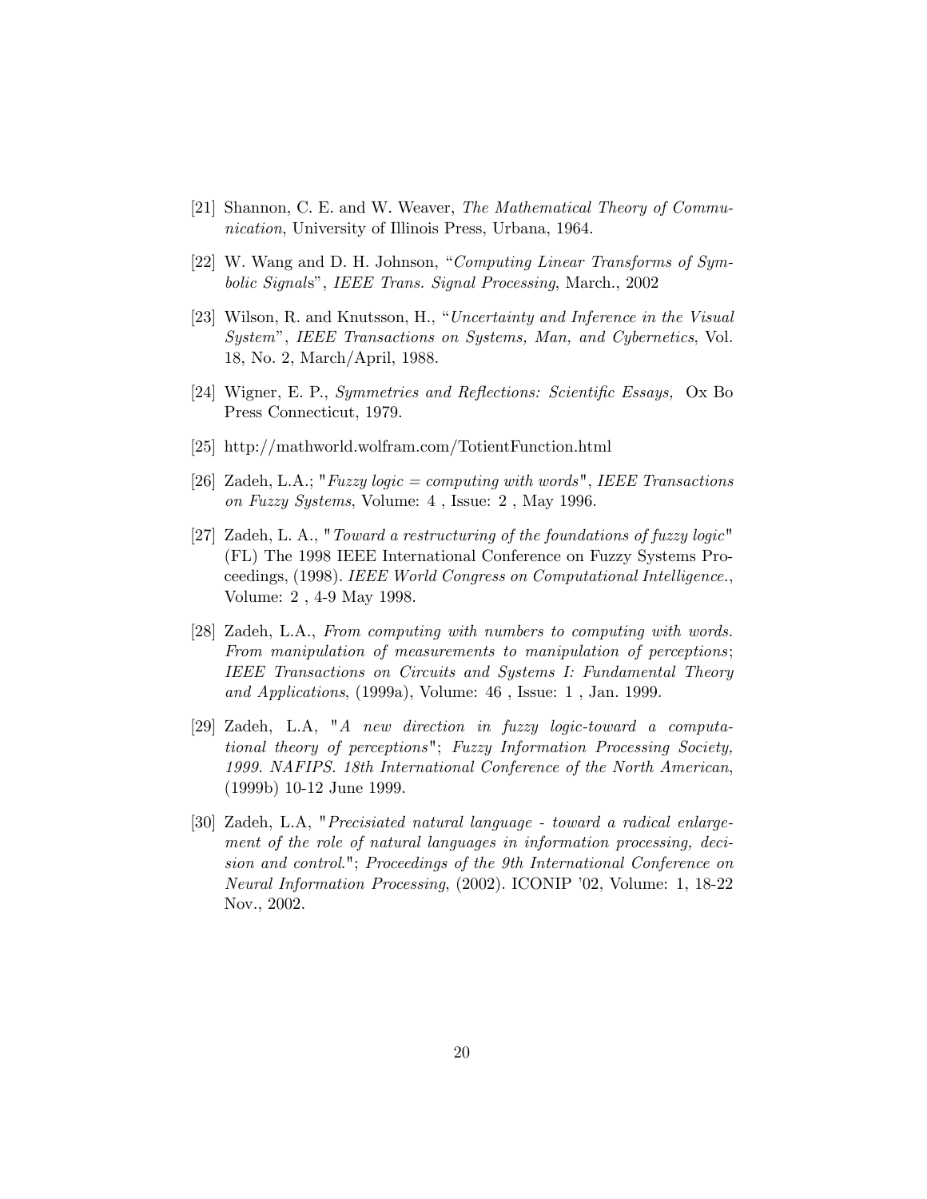[21] Shannon, C. E. and W. Weaver, *The Mathematical Theory of Communication*, University of Illinois Press, Urbana, 1964.

[22] W. Wang and D. H. Johnson, "*Computing Linear Transforms of Symbolic Signals*", *IEEE Trans. Signal Processing*, March., 2002

[23] Wilson, R. and Knutsson, H., "*Uncertainty and Inference in the Visual System*", *IEEE Transactions on Systems, Man, and Cybernetics*, Vol. 18, No. 2, March/April, 1988.

[24] Wigner, E. P., *Symmetries and Reflections: Scientific Essays,* Ox Bo Press Connecticut, 1979.

[25] http://mathworld.wolfram.com/TotientFunction.html

[26] Zadeh, L.A.; "*Fuzzy logic = computing with words*", *IEEE Transactions on Fuzzy Systems*, Volume: 4 , Issue: 2 , May 1996.

[27] Zadeh, L. A., "*Toward a restructuring of the foundations of fuzzy logic*" (FL) The 1998 IEEE International Conference on Fuzzy Systems Proceedings, (1998). *IEEE World Congress on Computational Intelligence.*, Volume: 2 , 4-9 May 1998.

[28] Zadeh, L.A., *From computing with numbers to computing with words. From manipulation of measurements to manipulation of perceptions*; *IEEE Transactions on Circuits and Systems I: Fundamental Theory and Applications*, (1999a), Volume: 46 , Issue: 1 , Jan. 1999.

[29] Zadeh, L.A, "*A new direction in fuzzy logic-toward a computational theory of perceptions*"; *Fuzzy Information Processing Society, 1999. NAFIPS. 18th International Conference of the North American*, (1999b) 10-12 June 1999.

[30] Zadeh, L.A, "*Precisiated natural language - toward a radical enlargement of the role of natural languages in information processing, decision and control.*"; *Proceedings of the 9th International Conference on Neural Information Processing*, (2002). ICONIP '02, Volume: 1, 18-22 Nov., 2002.